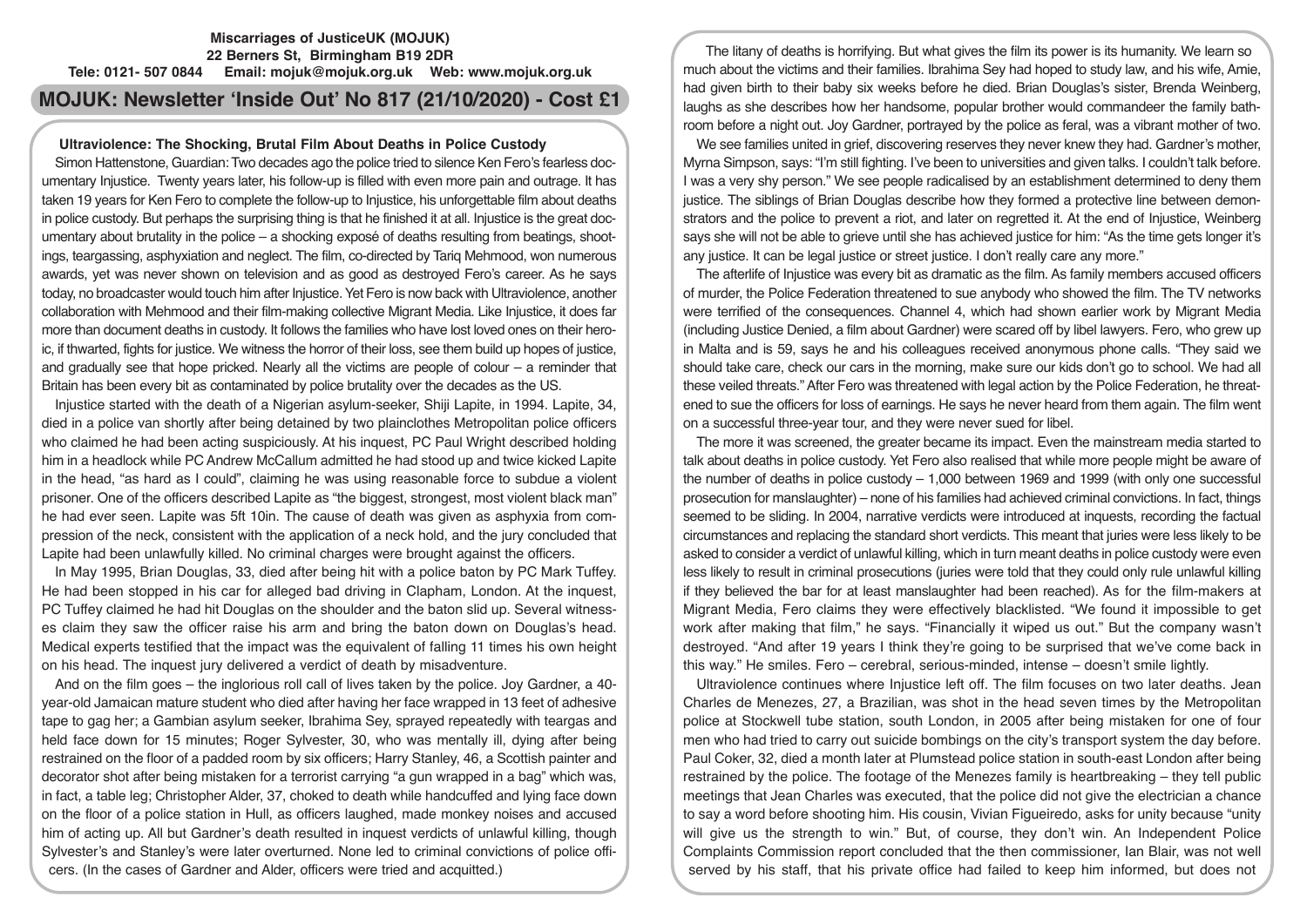**Miscarriages of JusticeUK (MOJUK)**
**22 Berners St, Birmingham B19 2DR**
**Tele: 0121- 507 0844 Email: mojuk@mojuk.org.uk Web: www.mojuk.org.uk**

# MOJUK: Newsletter 'Inside Out' No 817 (21/10/2020) - Cost £1

## Ultraviolence: The Shocking, Brutal Film About Deaths in Police Custody

Simon Hattenstone, Guardian: Two decades ago the police tried to silence Ken Fero's fearless documentary Injustice. Twenty years later, his follow-up is filled with even more pain and outrage. It has taken 19 years for Ken Fero to complete the follow-up to Injustice, his unforgettable film about deaths in police custody. But perhaps the surprising thing is that he finished it at all. Injustice is the great documentary about brutality in the police – a shocking exposé of deaths resulting from beatings, shootings, teargassing, asphyxiation and neglect. The film, co-directed by Tariq Mehmood, won numerous awards, yet was never shown on television and as good as destroyed Fero's career. As he says today, no broadcaster would touch him after Injustice. Yet Fero is now back with Ultraviolence, another collaboration with Mehmood and their film-making collective Migrant Media. Like Injustice, it does far more than document deaths in custody. It follows the families who have lost loved ones on their heroic, if thwarted, fights for justice. We witness the horror of their loss, see them build up hopes of justice, and gradually see that hope pricked. Nearly all the victims are people of colour – a reminder that Britain has been every bit as contaminated by police brutality over the decades as the US.

Injustice started with the death of a Nigerian asylum-seeker, Shiji Lapite, in 1994. Lapite, 34, died in a police van shortly after being detained by two plainclothes Metropolitan police officers who claimed he had been acting suspiciously. At his inquest, PC Paul Wright described holding him in a headlock while PC Andrew McCallum admitted he had stood up and twice kicked Lapite in the head, "as hard as I could", claiming he was using reasonable force to subdue a violent prisoner. One of the officers described Lapite as "the biggest, strongest, most violent black man" he had ever seen. Lapite was 5ft 10in. The cause of death was given as asphyxia from compression of the neck, consistent with the application of a neck hold, and the jury concluded that Lapite had been unlawfully killed. No criminal charges were brought against the officers.

In May 1995, Brian Douglas, 33, died after being hit with a police baton by PC Mark Tuffey. He had been stopped in his car for alleged bad driving in Clapham, London. At the inquest, PC Tuffey claimed he had hit Douglas on the shoulder and the baton slid up. Several witnesses claim they saw the officer raise his arm and bring the baton down on Douglas's head. Medical experts testified that the impact was the equivalent of falling 11 times his own height on his head. The inquest jury delivered a verdict of death by misadventure.

And on the film goes – the inglorious roll call of lives taken by the police. Joy Gardner, a 40-year-old Jamaican mature student who died after having her face wrapped in 13 feet of adhesive tape to gag her; a Gambian asylum seeker, Ibrahima Sey, sprayed repeatedly with teargas and held face down for 15 minutes; Roger Sylvester, 30, who was mentally ill, dying after being restrained on the floor of a padded room by six officers; Harry Stanley, 46, a Scottish painter and decorator shot after being mistaken for a terrorist carrying "a gun wrapped in a bag" which was, in fact, a table leg; Christopher Alder, 37, choked to death while handcuffed and lying face down on the floor of a police station in Hull, as officers laughed, made monkey noises and accused him of acting up. All but Gardner's death resulted in inquest verdicts of unlawful killing, though Sylvester's and Stanley's were later overturned. None led to criminal convictions of police officers. (In the cases of Gardner and Alder, officers were tried and acquitted.)

The litany of deaths is horrifying. But what gives the film its power is its humanity. We learn so much about the victims and their families. Ibrahima Sey had hoped to study law, and his wife, Amie, had given birth to their baby six weeks before he died. Brian Douglas's sister, Brenda Weinberg, laughs as she describes how her handsome, popular brother would commandeer the family bathroom before a night out. Joy Gardner, portrayed by the police as feral, was a vibrant mother of two.

We see families united in grief, discovering reserves they never knew they had. Gardner's mother, Myrna Simpson, says: "I'm still fighting. I've been to universities and given talks. I couldn't talk before. I was a very shy person." We see people radicalised by an establishment determined to deny them justice. The siblings of Brian Douglas describe how they formed a protective line between demonstrators and the police to prevent a riot, and later on regretted it. At the end of Injustice, Weinberg says she will not be able to grieve until she has achieved justice for him: "As the time gets longer it's any justice. It can be legal justice or street justice. I don't really care any more."

The afterlife of Injustice was every bit as dramatic as the film. As family members accused officers of murder, the Police Federation threatened to sue anybody who showed the film. The TV networks were terrified of the consequences. Channel 4, which had shown earlier work by Migrant Media (including Justice Denied, a film about Gardner) were scared off by libel lawyers. Fero, who grew up in Malta and is 59, says he and his colleagues received anonymous phone calls. "They said we should take care, check our cars in the morning, make sure our kids don't go to school. We had all these veiled threats." After Fero was threatened with legal action by the Police Federation, he threatened to sue the officers for loss of earnings. He says he never heard from them again. The film went on a successful three-year tour, and they were never sued for libel.

The more it was screened, the greater became its impact. Even the mainstream media started to talk about deaths in police custody. Yet Fero also realised that while more people might be aware of the number of deaths in police custody – 1,000 between 1969 and 1999 (with only one successful prosecution for manslaughter) – none of his families had achieved criminal convictions. In fact, things seemed to be sliding. In 2004, narrative verdicts were introduced at inquests, recording the factual circumstances and replacing the standard short verdicts. This meant that juries were less likely to be asked to consider a verdict of unlawful killing, which in turn meant deaths in police custody were even less likely to result in criminal prosecutions (juries were told that they could only rule unlawful killing if they believed the bar for at least manslaughter had been reached). As for the film-makers at Migrant Media, Fero claims they were effectively blacklisted. "We found it impossible to get work after making that film," he says. "Financially it wiped us out." But the company wasn't destroyed. "And after 19 years I think they're going to be surprised that we've come back in this way." He smiles. Fero – cerebral, serious-minded, intense – doesn't smile lightly.

Ultraviolence continues where Injustice left off. The film focuses on two later deaths. Jean Charles de Menezes, 27, a Brazilian, was shot in the head seven times by the Metropolitan police at Stockwell tube station, south London, in 2005 after being mistaken for one of four men who had tried to carry out suicide bombings on the city's transport system the day before. Paul Coker, 32, died a month later at Plumstead police station in south-east London after being restrained by the police. The footage of the Menezes family is heartbreaking – they tell public meetings that Jean Charles was executed, that the police did not give the electrician a chance to say a word before shooting him. His cousin, Vivian Figueiredo, asks for unity because "unity will give us the strength to win." But, of course, they don't win. An Independent Police Complaints Commission report concluded that the then commissioner, Ian Blair, was not well served by his staff, that his private office had failed to keep him informed, but does not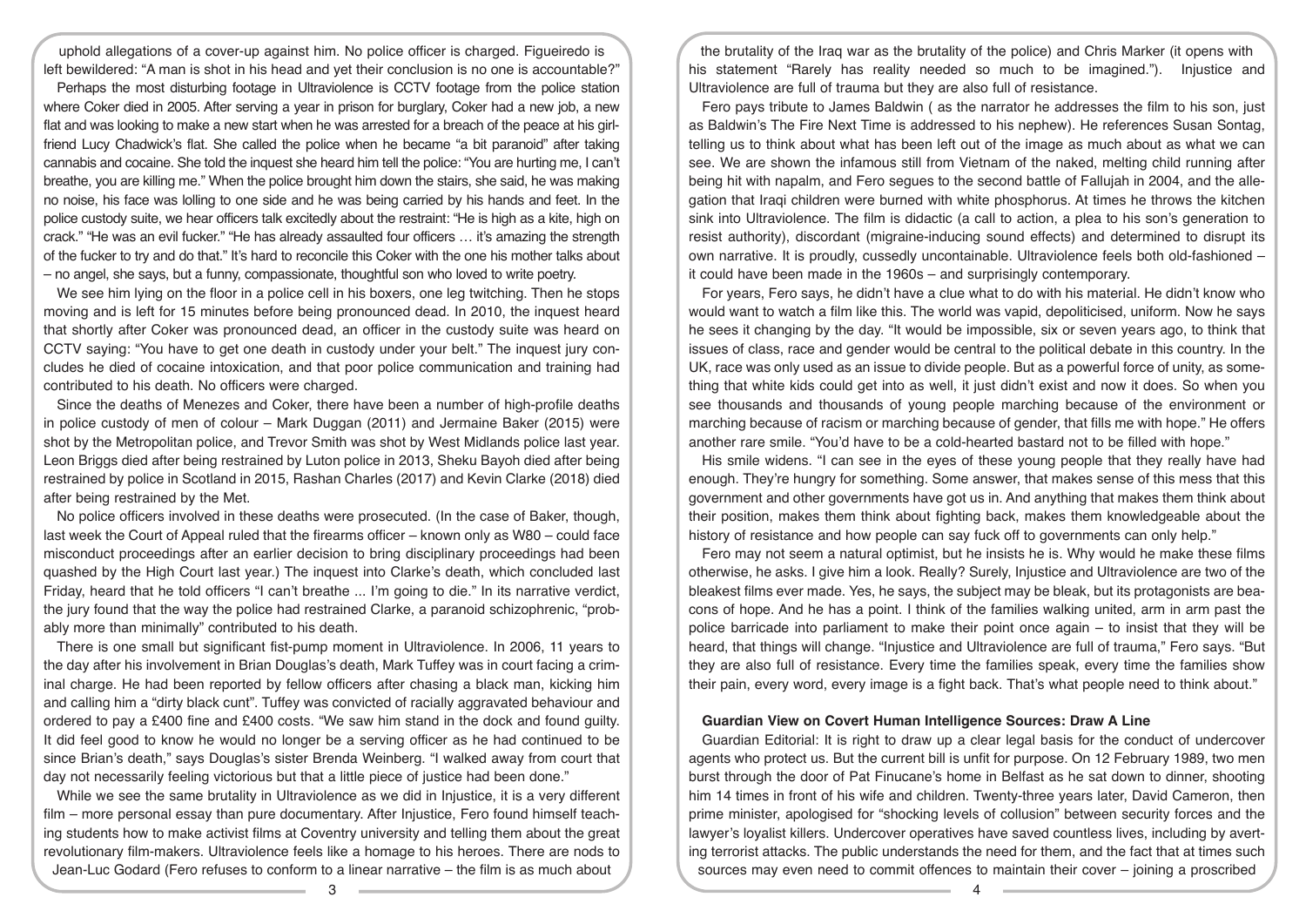uphold allegations of a cover-up against him. No police officer is charged. Figueiredo is left bewildered: "A man is shot in his head and yet their conclusion is no one is accountable?"

Perhaps the most disturbing footage in Ultraviolence is CCTV footage from the police station where Coker died in 2005. After serving a year in prison for burglary, Coker had a new job, a new flat and was looking to make a new start when he was arrested for a breach of the peace at his girlfriend Lucy Chadwick's flat. She called the police when he became "a bit paranoid" after taking cannabis and cocaine. She told the inquest she heard him tell the police: "You are hurting me, I can't breathe, you are killing me." When the police brought him down the stairs, she said, he was making no noise, his face was lolling to one side and he was being carried by his hands and feet. In the police custody suite, we hear officers talk excitedly about the restraint: "He is high as a kite, high on crack." "He was an evil fucker." "He has already assaulted four officers … it's amazing the strength of the fucker to try and do that." It's hard to reconcile this Coker with the one his mother talks about – no angel, she says, but a funny, compassionate, thoughtful son who loved to write poetry.

We see him lying on the floor in a police cell in his boxers, one leg twitching. Then he stops moving and is left for 15 minutes before being pronounced dead. In 2010, the inquest heard that shortly after Coker was pronounced dead, an officer in the custody suite was heard on CCTV saying: "You have to get one death in custody under your belt." The inquest jury concludes he died of cocaine intoxication, and that poor police communication and training had contributed to his death. No officers were charged.

Since the deaths of Menezes and Coker, there have been a number of high-profile deaths in police custody of men of colour – Mark Duggan (2011) and Jermaine Baker (2015) were shot by the Metropolitan police, and Trevor Smith was shot by West Midlands police last year. Leon Briggs died after being restrained by Luton police in 2013, Sheku Bayoh died after being restrained by police in Scotland in 2015, Rashan Charles (2017) and Kevin Clarke (2018) died after being restrained by the Met.

No police officers involved in these deaths were prosecuted. (In the case of Baker, though, last week the Court of Appeal ruled that the firearms officer – known only as W80 – could face misconduct proceedings after an earlier decision to bring disciplinary proceedings had been quashed by the High Court last year.) The inquest into Clarke's death, which concluded last Friday, heard that he told officers "I can't breathe ... I'm going to die." In its narrative verdict, the jury found that the way the police had restrained Clarke, a paranoid schizophrenic, "probably more than minimally" contributed to his death.

There is one small but significant fist-pump moment in Ultraviolence. In 2006, 11 years to the day after his involvement in Brian Douglas's death, Mark Tuffey was in court facing a criminal charge. He had been reported by fellow officers after chasing a black man, kicking him and calling him a "dirty black cunt". Tuffey was convicted of racially aggravated behaviour and ordered to pay a £400 fine and £400 costs. "We saw him stand in the dock and found guilty. It did feel good to know he would no longer be a serving officer as he had continued to be since Brian's death," says Douglas's sister Brenda Weinberg. "I walked away from court that day not necessarily feeling victorious but that a little piece of justice had been done."

While we see the same brutality in Ultraviolence as we did in Injustice, it is a very different film – more personal essay than pure documentary. After Injustice, Fero found himself teaching students how to make activist films at Coventry university and telling them about the great revolutionary film-makers. Ultraviolence feels like a homage to his heroes. There are nods to Jean-Luc Godard (Fero refuses to conform to a linear narrative – the film is as much about the brutality of the Iraq war as the brutality of the police) and Chris Marker (it opens with his statement "Rarely has reality needed so much to be imagined."). Injustice and Ultraviolence are full of trauma but they are also full of resistance.

Fero pays tribute to James Baldwin ( as the narrator he addresses the film to his son, just as Baldwin's The Fire Next Time is addressed to his nephew). He references Susan Sontag, telling us to think about what has been left out of the image as much about as what we can see. We are shown the infamous still from Vietnam of the naked, melting child running after being hit with napalm, and Fero segues to the second battle of Fallujah in 2004, and the allegation that Iraqi children were burned with white phosphorus. At times he throws the kitchen sink into Ultraviolence. The film is didactic (a call to action, a plea to his son's generation to resist authority), discordant (migraine-inducing sound effects) and determined to disrupt its own narrative. It is proudly, cussedly uncontainable. Ultraviolence feels both old-fashioned – it could have been made in the 1960s – and surprisingly contemporary.

For years, Fero says, he didn't have a clue what to do with his material. He didn't know who would want to watch a film like this. The world was vapid, depoliticised, uniform. Now he says he sees it changing by the day. "It would be impossible, six or seven years ago, to think that issues of class, race and gender would be central to the political debate in this country. In the UK, race was only used as an issue to divide people. But as a powerful force of unity, as something that white kids could get into as well, it just didn't exist and now it does. So when you see thousands and thousands of young people marching because of the environment or marching because of racism or marching because of gender, that fills me with hope." He offers another rare smile. "You'd have to be a cold-hearted bastard not to be filled with hope."

His smile widens. "I can see in the eyes of these young people that they really have had enough. They're hungry for something. Some answer, that makes sense of this mess that this government and other governments have got us in. And anything that makes them think about their position, makes them think about fighting back, makes them knowledgeable about the history of resistance and how people can say fuck off to governments can only help."

Fero may not seem a natural optimist, but he insists he is. Why would he make these films otherwise, he asks. I give him a look. Really? Surely, Injustice and Ultraviolence are two of the bleakest films ever made. Yes, he says, the subject may be bleak, but its protagonists are beacons of hope. And he has a point. I think of the families walking united, arm in arm past the police barricade into parliament to make their point once again – to insist that they will be heard, that things will change. "Injustice and Ultraviolence are full of trauma," Fero says. "But they are also full of resistance. Every time the families speak, every time the families show their pain, every word, every image is a fight back. That's what people need to think about."

**Guardian View on Covert Human Intelligence Sources: Draw A Line**

Guardian Editorial: It is right to draw up a clear legal basis for the conduct of undercover agents who protect us. But the current bill is unfit for purpose. On 12 February 1989, two men burst through the door of Pat Finucane's home in Belfast as he sat down to dinner, shooting him 14 times in front of his wife and children. Twenty-three years later, David Cameron, then prime minister, apologised for "shocking levels of collusion" between security forces and the lawyer's loyalist killers. Undercover operatives have saved countless lives, including by averting terrorist attacks. The public understands the need for them, and the fact that at times such sources may even need to commit offences to maintain their cover – joining a proscribed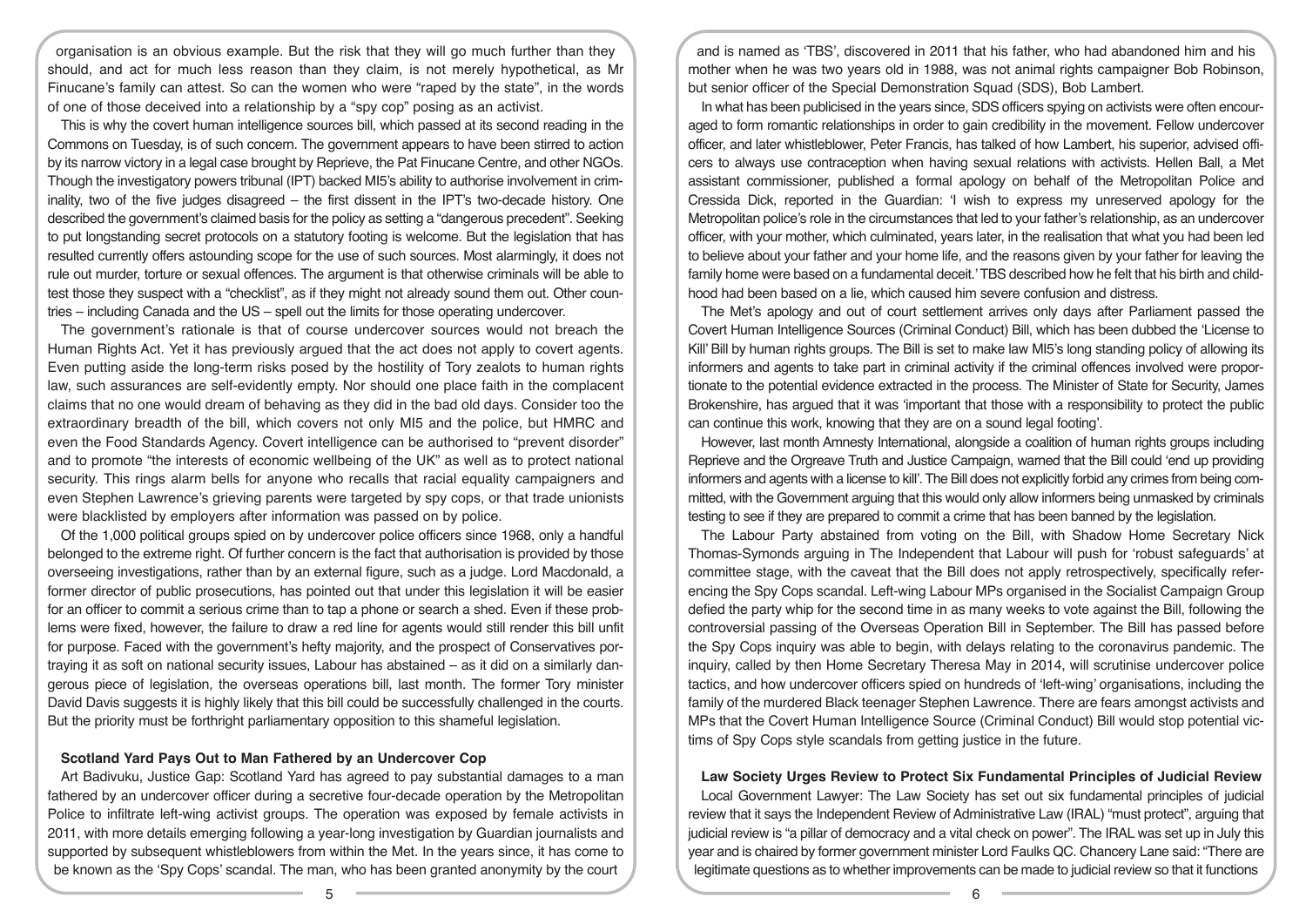organisation is an obvious example. But the risk that they will go much further than they should, and act for much less reason than they claim, is not merely hypothetical, as Mr Finucane's family can attest. So can the women who were "raped by the state", in the words of one of those deceived into a relationship by a "spy cop" posing as an activist.

This is why the covert human intelligence sources bill, which passed at its second reading in the Commons on Tuesday, is of such concern. The government appears to have been stirred to action by its narrow victory in a legal case brought by Reprieve, the Pat Finucane Centre, and other NGOs. Though the investigatory powers tribunal (IPT) backed MI5's ability to authorise involvement in criminality, two of the five judges disagreed – the first dissent in the IPT's two-decade history. One described the government's claimed basis for the policy as setting a "dangerous precedent". Seeking to put longstanding secret protocols on a statutory footing is welcome. But the legislation that has resulted currently offers astounding scope for the use of such sources. Most alarmingly, it does not rule out murder, torture or sexual offences. The argument is that otherwise criminals will be able to test those they suspect with a "checklist", as if they might not already sound them out. Other countries – including Canada and the US – spell out the limits for those operating undercover.

The government's rationale is that of course undercover sources would not breach the Human Rights Act. Yet it has previously argued that the act does not apply to covert agents. Even putting aside the long-term risks posed by the hostility of Tory zealots to human rights law, such assurances are self-evidently empty. Nor should one place faith in the complacent claims that no one would dream of behaving as they did in the bad old days. Consider too the extraordinary breadth of the bill, which covers not only MI5 and the police, but HMRC and even the Food Standards Agency. Covert intelligence can be authorised to "prevent disorder" and to promote "the interests of economic wellbeing of the UK" as well as to protect national security. This rings alarm bells for anyone who recalls that racial equality campaigners and even Stephen Lawrence's grieving parents were targeted by spy cops, or that trade unionists were blacklisted by employers after information was passed on by police.

Of the 1,000 political groups spied on by undercover police officers since 1968, only a handful belonged to the extreme right. Of further concern is the fact that authorisation is provided by those overseeing investigations, rather than by an external figure, such as a judge. Lord Macdonald, a former director of public prosecutions, has pointed out that under this legislation it will be easier for an officer to commit a serious crime than to tap a phone or search a shed. Even if these problems were fixed, however, the failure to draw a red line for agents would still render this bill unfit for purpose. Faced with the government's hefty majority, and the prospect of Conservatives portraying it as soft on national security issues, Labour has abstained – as it did on a similarly dangerous piece of legislation, the overseas operations bill, last month. The former Tory minister David Davis suggests it is highly likely that this bill could be successfully challenged in the courts. But the priority must be forthright parliamentary opposition to this shameful legislation.

**Scotland Yard Pays Out to Man Fathered by an Undercover Cop**

Art Badivuku, Justice Gap: Scotland Yard has agreed to pay substantial damages to a man fathered by an undercover officer during a secretive four-decade operation by the Metropolitan Police to infiltrate left-wing activist groups. The operation was exposed by female activists in 2011, with more details emerging following a year-long investigation by Guardian journalists and supported by subsequent whistleblowers from within the Met. In the years since, it has come to be known as the 'Spy Cops' scandal. The man, who has been granted anonymity by the court and is named as 'TBS', discovered in 2011 that his father, who had abandoned him and his mother when he was two years old in 1988, was not animal rights campaigner Bob Robinson, but senior officer of the Special Demonstration Squad (SDS), Bob Lambert.

In what has been publicised in the years since, SDS officers spying on activists were often encouraged to form romantic relationships in order to gain credibility in the movement. Fellow undercover officer, and later whistleblower, Peter Francis, has talked of how Lambert, his superior, advised officers to always use contraception when having sexual relations with activists. Hellen Ball, a Met assistant commissioner, published a formal apology on behalf of the Metropolitan Police and Cressida Dick, reported in the Guardian: 'I wish to express my unreserved apology for the Metropolitan police's role in the circumstances that led to your father's relationship, as an undercover officer, with your mother, which culminated, years later, in the realisation that what you had been led to believe about your father and your home life, and the reasons given by your father for leaving the family home were based on a fundamental deceit.' TBS described how he felt that his birth and childhood had been based on a lie, which caused him severe confusion and distress.

The Met's apology and out of court settlement arrives only days after Parliament passed the Covert Human Intelligence Sources (Criminal Conduct) Bill, which has been dubbed the 'License to Kill' Bill by human rights groups. The Bill is set to make law MI5's long standing policy of allowing its informers and agents to take part in criminal activity if the criminal offences involved were proportionate to the potential evidence extracted in the process. The Minister of State for Security, James Brokenshire, has argued that it was 'important that those with a responsibility to protect the public can continue this work, knowing that they are on a sound legal footing'.

However, last month Amnesty International, alongside a coalition of human rights groups including Reprieve and the Orgreave Truth and Justice Campaign, warned that the Bill could 'end up providing informers and agents with a license to kill'. The Bill does not explicitly forbid any crimes from being committed, with the Government arguing that this would only allow informers being unmasked by criminals testing to see if they are prepared to commit a crime that has been banned by the legislation.

The Labour Party abstained from voting on the Bill, with Shadow Home Secretary Nick Thomas-Symonds arguing in The Independent that Labour will push for 'robust safeguards' at committee stage, with the caveat that the Bill does not apply retrospectively, specifically referencing the Spy Cops scandal. Left-wing Labour MPs organised in the Socialist Campaign Group defied the party whip for the second time in as many weeks to vote against the Bill, following the controversial passing of the Overseas Operation Bill in September. The Bill has passed before the Spy Cops inquiry was able to begin, with delays relating to the coronavirus pandemic. The inquiry, called by then Home Secretary Theresa May in 2014, will scrutinise undercover police tactics, and how undercover officers spied on hundreds of 'left-wing' organisations, including the family of the murdered Black teenager Stephen Lawrence. There are fears amongst activists and MPs that the Covert Human Intelligence Source (Criminal Conduct) Bill would stop potential victims of Spy Cops style scandals from getting justice in the future.

**Law Society Urges Review to Protect Six Fundamental Principles of Judicial Review**

Local Government Lawyer: The Law Society has set out six fundamental principles of judicial review that it says the Independent Review of Administrative Law (IRAL) "must protect", arguing that judicial review is "a pillar of democracy and a vital check on power". The IRAL was set up in July this year and is chaired by former government minister Lord Faulks QC. Chancery Lane said: "There are legitimate questions as to whether improvements can be made to judicial review so that it functions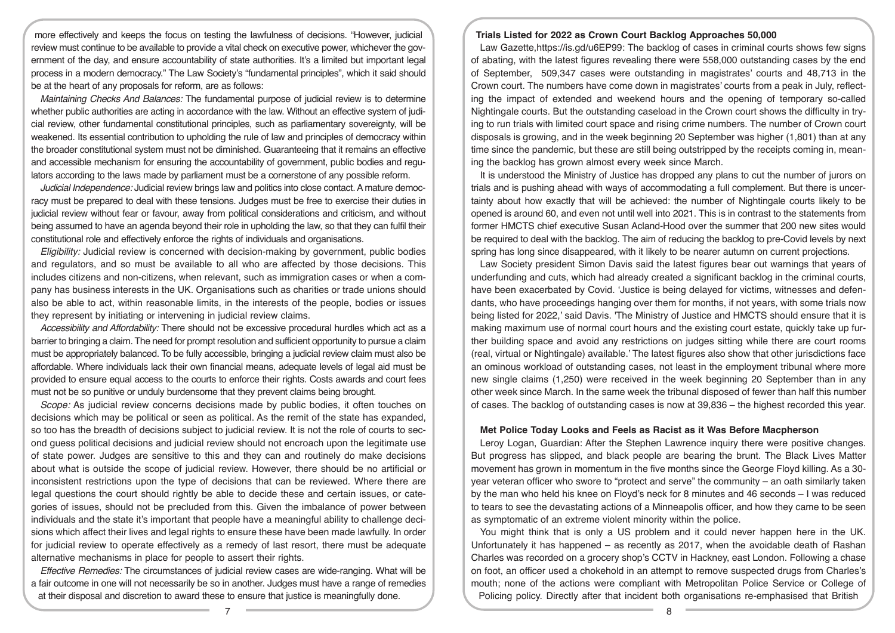more effectively and keeps the focus on testing the lawfulness of decisions. "However, judicial review must continue to be available to provide a vital check on executive power, whichever the government of the day, and ensure accountability of state authorities. It's a limited but important legal process in a modern democracy." The Law Society's "fundamental principles", which it said should be at the heart of any proposals for reform, are as follows:

*Maintaining Checks And Balances:* The fundamental purpose of judicial review is to determine whether public authorities are acting in accordance with the law. Without an effective system of judicial review, other fundamental constitutional principles, such as parliamentary sovereignty, will be weakened. Its essential contribution to upholding the rule of law and principles of democracy within the broader constitutional system must not be diminished. Guaranteeing that it remains an effective and accessible mechanism for ensuring the accountability of government, public bodies and regulators according to the laws made by parliament must be a cornerstone of any possible reform.

*Judicial Independence:* Judicial review brings law and politics into close contact. A mature democracy must be prepared to deal with these tensions. Judges must be free to exercise their duties in judicial review without fear or favour, away from political considerations and criticism, and without being assumed to have an agenda beyond their role in upholding the law, so that they can fulfil their constitutional role and effectively enforce the rights of individuals and organisations.

*Eligibility:* Judicial review is concerned with decision-making by government, public bodies and regulators, and so must be available to all who are affected by those decisions. This includes citizens and non-citizens, when relevant, such as immigration cases or when a company has business interests in the UK. Organisations such as charities or trade unions should also be able to act, within reasonable limits, in the interests of the people, bodies or issues they represent by initiating or intervening in judicial review claims.

*Accessibility and Affordability:* There should not be excessive procedural hurdles which act as a barrier to bringing a claim. The need for prompt resolution and sufficient opportunity to pursue a claim must be appropriately balanced. To be fully accessible, bringing a judicial review claim must also be affordable. Where individuals lack their own financial means, adequate levels of legal aid must be provided to ensure equal access to the courts to enforce their rights. Costs awards and court fees must not be so punitive or unduly burdensome that they prevent claims being brought.

*Scope:* As judicial review concerns decisions made by public bodies, it often touches on decisions which may be political or seen as political. As the remit of the state has expanded, so too has the breadth of decisions subject to judicial review. It is not the role of courts to second guess political decisions and judicial review should not encroach upon the legitimate use of state power. Judges are sensitive to this and they can and routinely do make decisions about what is outside the scope of judicial review. However, there should be no artificial or inconsistent restrictions upon the type of decisions that can be reviewed. Where there are legal questions the court should rightly be able to decide these and certain issues, or categories of issues, should not be precluded from this. Given the imbalance of power between individuals and the state it's important that people have a meaningful ability to challenge decisions which affect their lives and legal rights to ensure these have been made lawfully. In order for judicial review to operate effectively as a remedy of last resort, there must be adequate alternative mechanisms in place for people to assert their rights.

*Effective Remedies:* The circumstances of judicial review cases are wide-ranging. What will be a fair outcome in one will not necessarily be so in another. Judges must have a range of remedies at their disposal and discretion to award these to ensure that justice is meaningfully done.

### Trials Listed for 2022 as Crown Court Backlog Approaches 50,000

Law Gazette,https://is.gd/u6EP99: The backlog of cases in criminal courts shows few signs of abating, with the latest figures revealing there were 558,000 outstanding cases by the end of September, 509,347 cases were outstanding in magistrates' courts and 48,713 in the Crown court. The numbers have come down in magistrates' courts from a peak in July, reflecting the impact of extended and weekend hours and the opening of temporary so-called Nightingale courts. But the outstanding caseload in the Crown court shows the difficulty in trying to run trials with limited court space and rising crime numbers. The number of Crown court disposals is growing, and in the week beginning 20 September was higher (1,801) than at any time since the pandemic, but these are still being outstripped by the receipts coming in, meaning the backlog has grown almost every week since March.

It is understood the Ministry of Justice has dropped any plans to cut the number of jurors on trials and is pushing ahead with ways of accommodating a full complement. But there is uncertainty about how exactly that will be achieved: the number of Nightingale courts likely to be opened is around 60, and even not until well into 2021. This is in contrast to the statements from former HMCTS chief executive Susan Acland-Hood over the summer that 200 new sites would be required to deal with the backlog. The aim of reducing the backlog to pre-Covid levels by next spring has long since disappeared, with it likely to be nearer autumn on current projections.

Law Society president Simon Davis said the latest figures bear out warnings that years of underfunding and cuts, which had already created a significant backlog in the criminal courts, have been exacerbated by Covid. 'Justice is being delayed for victims, witnesses and defendants, who have proceedings hanging over them for months, if not years, with some trials now being listed for 2022,' said Davis. 'The Ministry of Justice and HMCTS should ensure that it is making maximum use of normal court hours and the existing court estate, quickly take up further building space and avoid any restrictions on judges sitting while there are court rooms (real, virtual or Nightingale) available.' The latest figures also show that other jurisdictions face an ominous workload of outstanding cases, not least in the employment tribunal where more new single claims (1,250) were received in the week beginning 20 September than in any other week since March. In the same week the tribunal disposed of fewer than half this number of cases. The backlog of outstanding cases is now at 39,836 – the highest recorded this year.

### Met Police Today Looks and Feels as Racist as it Was Before Macpherson

Leroy Logan, Guardian: After the Stephen Lawrence inquiry there were positive changes. But progress has slipped, and black people are bearing the brunt. The Black Lives Matter movement has grown in momentum in the five months since the George Floyd killing. As a 30-year veteran officer who swore to "protect and serve" the community – an oath similarly taken by the man who held his knee on Floyd's neck for 8 minutes and 46 seconds – I was reduced to tears to see the devastating actions of a Minneapolis officer, and how they came to be seen as symptomatic of an extreme violent minority within the police.

You might think that is only a US problem and it could never happen here in the UK. Unfortunately it has happened – as recently as 2017, when the avoidable death of Rashan Charles was recorded on a grocery shop's CCTV in Hackney, east London. Following a chase on foot, an officer used a chokehold in an attempt to remove suspected drugs from Charles's mouth; none of the actions were compliant with Metropolitan Police Service or College of Policing policy. Directly after that incident both organisations re-emphasised that British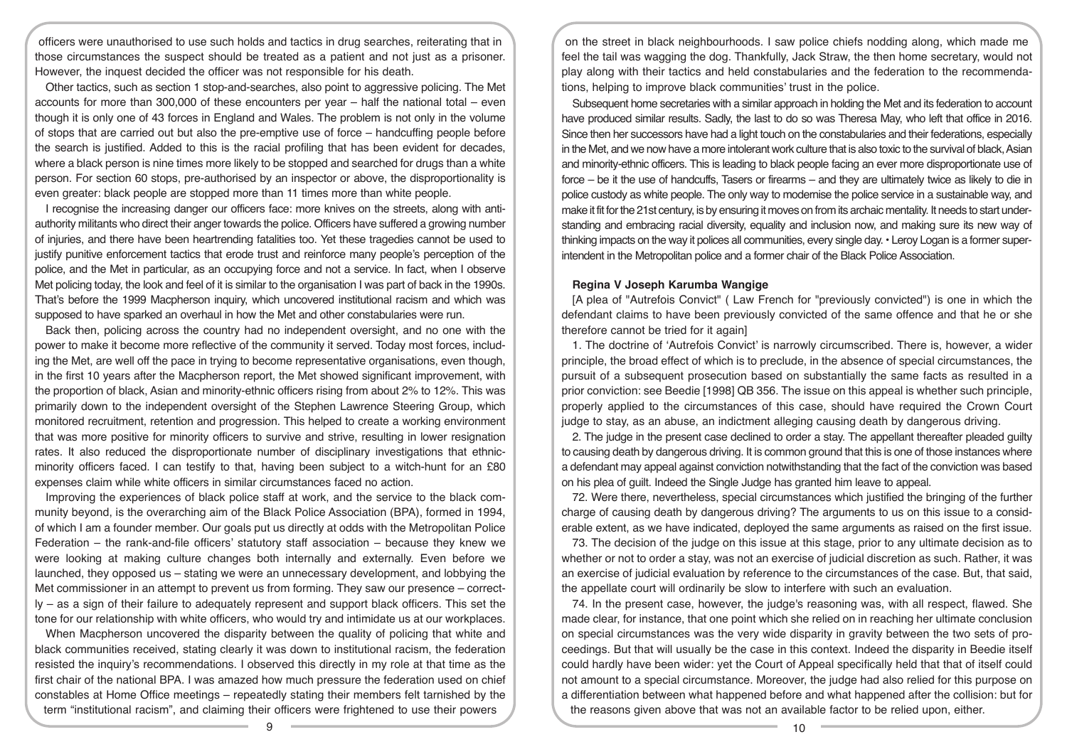officers were unauthorised to use such holds and tactics in drug searches, reiterating that in those circumstances the suspect should be treated as a patient and not just as a prisoner. However, the inquest decided the officer was not responsible for his death.

Other tactics, such as section 1 stop-and-searches, also point to aggressive policing. The Met accounts for more than 300,000 of these encounters per year – half the national total – even though it is only one of 43 forces in England and Wales. The problem is not only in the volume of stops that are carried out but also the pre-emptive use of force – handcuffing people before the search is justified. Added to this is the racial profiling that has been evident for decades, where a black person is nine times more likely to be stopped and searched for drugs than a white person. For section 60 stops, pre-authorised by an inspector or above, the disproportionality is even greater: black people are stopped more than 11 times more than white people.

I recognise the increasing danger our officers face: more knives on the streets, along with anti-authority militants who direct their anger towards the police. Officers have suffered a growing number of injuries, and there have been heartrending fatalities too. Yet these tragedies cannot be used to justify punitive enforcement tactics that erode trust and reinforce many people's perception of the police, and the Met in particular, as an occupying force and not a service. In fact, when I observe Met policing today, the look and feel of it is similar to the organisation I was part of back in the 1990s. That's before the 1999 Macpherson inquiry, which uncovered institutional racism and which was supposed to have sparked an overhaul in how the Met and other constabularies were run.

Back then, policing across the country had no independent oversight, and no one with the power to make it become more reflective of the community it served. Today most forces, including the Met, are well off the pace in trying to become representative organisations, even though, in the first 10 years after the Macpherson report, the Met showed significant improvement, with the proportion of black, Asian and minority-ethnic officers rising from about 2% to 12%. This was primarily down to the independent oversight of the Stephen Lawrence Steering Group, which monitored recruitment, retention and progression. This helped to create a working environment that was more positive for minority officers to survive and strive, resulting in lower resignation rates. It also reduced the disproportionate number of disciplinary investigations that ethnic-minority officers faced. I can testify to that, having been subject to a witch-hunt for an £80 expenses claim while white officers in similar circumstances faced no action.

Improving the experiences of black police staff at work, and the service to the black community beyond, is the overarching aim of the Black Police Association (BPA), formed in 1994, of which I am a founder member. Our goals put us directly at odds with the Metropolitan Police Federation – the rank-and-file officers' statutory staff association – because they knew we were looking at making culture changes both internally and externally. Even before we launched, they opposed us – stating we were an unnecessary development, and lobbying the Met commissioner in an attempt to prevent us from forming. They saw our presence – correctly – as a sign of their failure to adequately represent and support black officers. This set the tone for our relationship with white officers, who would try and intimidate us at our workplaces.

When Macpherson uncovered the disparity between the quality of policing that white and black communities received, stating clearly it was down to institutional racism, the federation resisted the inquiry's recommendations. I observed this directly in my role at that time as the first chair of the national BPA. I was amazed how much pressure the federation used on chief constables at Home Office meetings – repeatedly stating their members felt tarnished by the term "institutional racism", and claiming their officers were frightened to use their powers on the street in black neighbourhoods. I saw police chiefs nodding along, which made me feel the tail was wagging the dog. Thankfully, Jack Straw, the then home secretary, would not play along with their tactics and held constabularies and the federation to the recommendations, helping to improve black communities' trust in the police.

Subsequent home secretaries with a similar approach in holding the Met and its federation to account have produced similar results. Sadly, the last to do so was Theresa May, who left that office in 2016. Since then her successors have had a light touch on the constabularies and their federations, especially in the Met, and we now have a more intolerant work culture that is also toxic to the survival of black, Asian and minority-ethnic officers. This is leading to black people facing an ever more disproportionate use of force – be it the use of handcuffs, Tasers or firearms – and they are ultimately twice as likely to die in police custody as white people. The only way to modernise the police service in a sustainable way, and make it fit for the 21st century, is by ensuring it moves on from its archaic mentality. It needs to start understanding and embracing racial diversity, equality and inclusion now, and making sure its new way of thinking impacts on the way it polices all communities, every single day. • Leroy Logan is a former superintendent in the Metropolitan police and a former chair of the Black Police Association.

**Regina V Joseph Karumba Wangige**

[A plea of "Autrefois Convict" ( Law French for "previously convicted") is one in which the defendant claims to have been previously convicted of the same offence and that he or she therefore cannot be tried for it again]

1. The doctrine of 'Autrefois Convict' is narrowly circumscribed. There is, however, a wider principle, the broad effect of which is to preclude, in the absence of special circumstances, the pursuit of a subsequent prosecution based on substantially the same facts as resulted in a prior conviction: see Beedie [1998] QB 356. The issue on this appeal is whether such principle, properly applied to the circumstances of this case, should have required the Crown Court judge to stay, as an abuse, an indictment alleging causing death by dangerous driving.

2. The judge in the present case declined to order a stay. The appellant thereafter pleaded guilty to causing death by dangerous driving. It is common ground that this is one of those instances where a defendant may appeal against conviction notwithstanding that the fact of the conviction was based on his plea of guilt. Indeed the Single Judge has granted him leave to appeal.

72. Were there, nevertheless, special circumstances which justified the bringing of the further charge of causing death by dangerous driving? The arguments to us on this issue to a considerable extent, as we have indicated, deployed the same arguments as raised on the first issue.

73. The decision of the judge on this issue at this stage, prior to any ultimate decision as to whether or not to order a stay, was not an exercise of judicial discretion as such. Rather, it was an exercise of judicial evaluation by reference to the circumstances of the case. But, that said, the appellate court will ordinarily be slow to interfere with such an evaluation.

74. In the present case, however, the judge's reasoning was, with all respect, flawed. She made clear, for instance, that one point which she relied on in reaching her ultimate conclusion on special circumstances was the very wide disparity in gravity between the two sets of proceedings. But that will usually be the case in this context. Indeed the disparity in Beedie itself could hardly have been wider: yet the Court of Appeal specifically held that that of itself could not amount to a special circumstance. Moreover, the judge had also relied for this purpose on a differentiation between what happened before and what happened after the collision: but for the reasons given above that was not an available factor to be relied upon, either.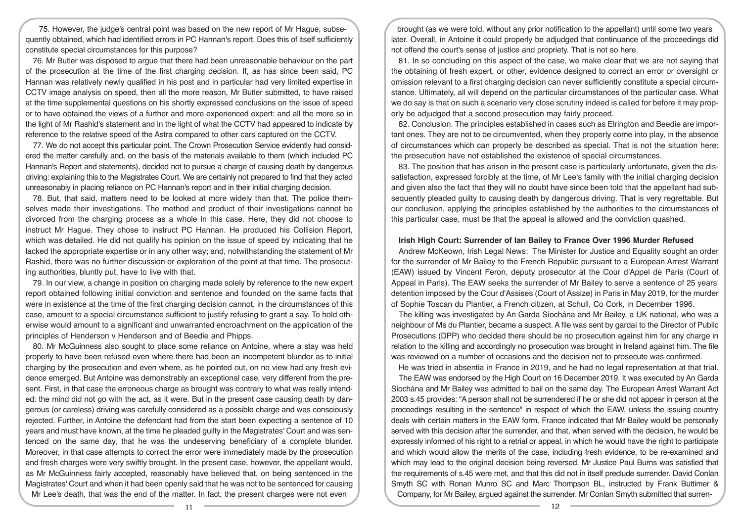75. However, the judge's central point was based on the new report of Mr Hague, subsequently obtained, which had identified errors in PC Hannan's report. Does this of itself sufficiently constitute special circumstances for this purpose?

76. Mr Butler was disposed to argue that there had been unreasonable behaviour on the part of the prosecution at the time of the first charging decision. If, as has since been said, PC Hannan was relatively newly qualified in his post and in particular had very limited expertise in CCTV image analysis on speed, then all the more reason, Mr Butler submitted, to have raised at the time supplemental questions on his shortly expressed conclusions on the issue of speed or to have obtained the views of a further and more experienced expert: and all the more so in the light of Mr Rashid's statement and in the light of what the CCTV had appeared to indicate by reference to the relative speed of the Astra compared to other cars captured on the CCTV.

77. We do not accept this particular point. The Crown Prosecution Service evidently had considered the matter carefully and, on the basis of the materials available to them (which included PC Hannan's Report and statements), decided not to pursue a charge of causing death by dangerous driving: explaining this to the Magistrates Court. We are certainly not prepared to find that they acted unreasonably in placing reliance on PC Hannan's report and in their initial charging decision.

78. But, that said, matters need to be looked at more widely than that. The police themselves made their investigations. The method and product of their investigations cannot be divorced from the charging process as a whole in this case. Here, they did not choose to instruct Mr Hague. They chose to instruct PC Hannan. He produced his Collision Report, which was detailed. He did not qualify his opinion on the issue of speed by indicating that he lacked the appropriate expertise or in any other way; and, notwithstanding the statement of Mr Rashid, there was no further discussion or exploration of the point at that time. The prosecuting authorities, bluntly put, have to live with that.

79. In our view, a change in position on charging made solely by reference to the new expert report obtained following initial conviction and sentence and founded on the same facts that were in existence at the time of the first charging decision cannot, in the circumstances of this case, amount to a special circumstance sufficient to justify refusing to grant a say. To hold otherwise would amount to a significant and unwarranted encroachment on the application of the principles of Henderson v Henderson and of Beedie and Phipps.

80. Mr McGuinness also sought to place some reliance on Antoine, where a stay was held properly to have been refused even where there had been an incompetent blunder as to initial charging by the prosecution and even where, as he pointed out, on no view had any fresh evidence emerged. But Antoine was demonstrably an exceptional case, very different from the present. First, in that case the erroneous charge as brought was contrary to what was really intended: the mind did not go with the act, as it were. But in the present case causing death by dangerous (or careless) driving was carefully considered as a possible charge and was consciously rejected. Further, in Antoine the defendant had from the start been expecting a sentence of 10 years and must have known, at the time he pleaded guilty in the Magistrates' Court and was sentenced on the same day, that he was the undeserving beneficiary of a complete blunder. Moreover, in that case attempts to correct the error were immediately made by the prosecution and fresh charges were very swiftly brought. In the present case, however, the appellant would, as Mr McGuinness fairly accepted, reasonably have believed that, on being sentenced in the Magistrates' Court and when it had been openly said that he was not to be sentenced for causing Mr Lee's death, that was the end of the matter. In fact, the present charges were not even brought (as we were told, without any prior notification to the appellant) until some two years later. Overall, in Antoine it could properly be adjudged that continuance of the proceedings did not offend the court's sense of justice and propriety. That is not so here.

81. In so concluding on this aspect of the case, we make clear that we are not saying that the obtaining of fresh expert, or other, evidence designed to correct an error or oversight or omission relevant to a first charging decision can never sufficiently constitute a special circumstance. Ultimately, all will depend on the particular circumstances of the particular case. What we do say is that on such a scenario very close scrutiny indeed is called for before it may properly be adjudged that a second prosecution may fairly proceed.

82. Conclusion. The principles established in cases such as Elrington and Beedie are important ones. They are not to be circumvented, when they properly come into play, in the absence of circumstances which can properly be described as special. That is not the situation here: the prosecution have not established the existence of special circumstances.

83. The position that has arisen in the present case is particularly unfortunate, given the dissatisfaction, expressed forcibly at the time, of Mr Lee's family with the initial charging decision and given also the fact that they will no doubt have since been told that the appellant had subsequently pleaded guilty to causing death by dangerous driving. That is very regrettable. But our conclusion, applying the principles established by the authorities to the circumstances of this particular case, must be that the appeal is allowed and the conviction quashed.

### Irish High Court: Surrender of Ian Bailey to France Over 1996 Murder Refused

Andrew McKeown, Irish Legal News: The Minister for Justice and Equality sought an order for the surrender of Mr Bailey to the French Republic pursuant to a European Arrest Warrant (EAW) issued by Vincent Feron, deputy prosecutor at the Cour d'Appel de Paris (Court of Appeal in Paris). The EAW seeks the surrender of Mr Bailey to serve a sentence of 25 years' detention imposed by the Cour d'Assises (Court of Assize) in Paris in May 2019, for the murder of Sophie Toscan du Plantier, a French citizen, at Schull, Co Cork, in December 1996.

The killing was investigated by An Garda Síochána and Mr Bailey, a UK national, who was a neighbour of Ms du Plantier, became a suspect. A file was sent by gardaí to the Director of Public Prosecutions (DPP) who decided there should be no prosecution against him for any charge in relation to the killing and accordingly no prosecution was brought in Ireland against him. The file was reviewed on a number of occasions and the decision not to prosecute was confirmed.

He was tried in absentia in France in 2019, and he had no legal representation at that trial.

The EAW was endorsed by the High Court on 16 December 2019. It was executed by An Garda Síochána and Mr Bailey was admitted to bail on the same day. The European Arrest Warrant Act 2003 s.45 provides: "A person shall not be surrendered if he or she did not appear in person at the proceedings resulting in the sentence" in respect of which the EAW, unless the issuing country deals with certain matters in the EAW form. France indicated that Mr Bailey would be personally served with this decision after the surrender, and that, when served with the decision, he would be expressly informed of his right to a retrial or appeal, in which he would have the right to participate and which would allow the merits of the case, including fresh evidence, to be re-examined and which may lead to the original decision being reversed. Mr Justice Paul Burns was satisfied that the requirements of s.45 were met, and that this did not in itself preclude surrender. David Conlan Smyth SC with Ronan Munro SC and Marc Thompson BL, instructed by Frank Buttimer & Company, for Mr Bailey, argued against the surrender. Mr Conlan Smyth submitted that surren-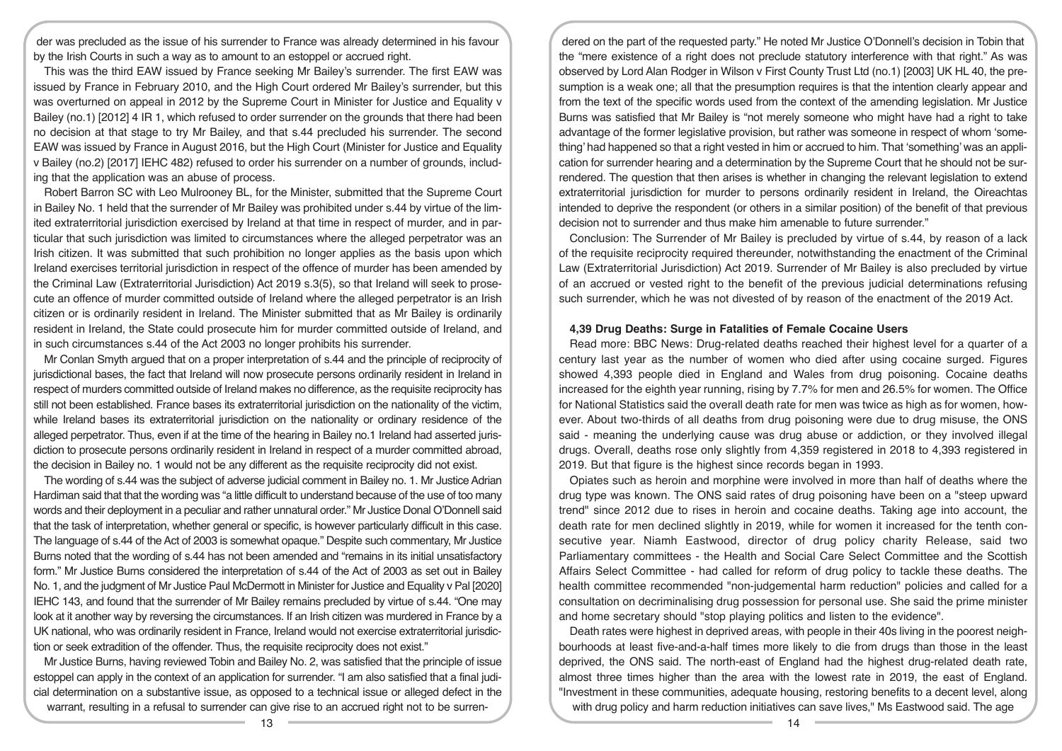der was precluded as the issue of his surrender to France was already determined in his favour by the Irish Courts in such a way as to amount to an estoppel or accrued right.

This was the third EAW issued by France seeking Mr Bailey's surrender. The first EAW was issued by France in February 2010, and the High Court ordered Mr Bailey's surrender, but this was overturned on appeal in 2012 by the Supreme Court in Minister for Justice and Equality v Bailey (no.1) [2012] 4 IR 1, which refused to order surrender on the grounds that there had been no decision at that stage to try Mr Bailey, and that s.44 precluded his surrender. The second EAW was issued by France in August 2016, but the High Court (Minister for Justice and Equality v Bailey (no.2) [2017] IEHC 482) refused to order his surrender on a number of grounds, including that the application was an abuse of process.

Robert Barron SC with Leo Mulrooney BL, for the Minister, submitted that the Supreme Court in Bailey No. 1 held that the surrender of Mr Bailey was prohibited under s.44 by virtue of the limited extraterritorial jurisdiction exercised by Ireland at that time in respect of murder, and in particular that such jurisdiction was limited to circumstances where the alleged perpetrator was an Irish citizen. It was submitted that such prohibition no longer applies as the basis upon which Ireland exercises territorial jurisdiction in respect of the offence of murder has been amended by the Criminal Law (Extraterritorial Jurisdiction) Act 2019 s.3(5), so that Ireland will seek to prosecute an offence of murder committed outside of Ireland where the alleged perpetrator is an Irish citizen or is ordinarily resident in Ireland. The Minister submitted that as Mr Bailey is ordinarily resident in Ireland, the State could prosecute him for murder committed outside of Ireland, and in such circumstances s.44 of the Act 2003 no longer prohibits his surrender.

Mr Conlan Smyth argued that on a proper interpretation of s.44 and the principle of reciprocity of jurisdictional bases, the fact that Ireland will now prosecute persons ordinarily resident in Ireland in respect of murders committed outside of Ireland makes no difference, as the requisite reciprocity has still not been established. France bases its extraterritorial jurisdiction on the nationality of the victim, while Ireland bases its extraterritorial jurisdiction on the nationality or ordinary residence of the alleged perpetrator. Thus, even if at the time of the hearing in Bailey no.1 Ireland had asserted jurisdiction to prosecute persons ordinarily resident in Ireland in respect of a murder committed abroad, the decision in Bailey no. 1 would not be any different as the requisite reciprocity did not exist.

The wording of s.44 was the subject of adverse judicial comment in Bailey no. 1. Mr Justice Adrian Hardiman said that that the wording was "a little difficult to understand because of the use of too many words and their deployment in a peculiar and rather unnatural order." Mr Justice Donal O'Donnell said that the task of interpretation, whether general or specific, is however particularly difficult in this case. The language of s.44 of the Act of 2003 is somewhat opaque." Despite such commentary, Mr Justice Burns noted that the wording of s.44 has not been amended and "remains in its initial unsatisfactory form." Mr Justice Burns considered the interpretation of s.44 of the Act of 2003 as set out in Bailey No. 1, and the judgment of Mr Justice Paul McDermott in Minister for Justice and Equality v Pal [2020] IEHC 143, and found that the surrender of Mr Bailey remains precluded by virtue of s.44. "One may look at it another way by reversing the circumstances. If an Irish citizen was murdered in France by a UK national, who was ordinarily resident in France, Ireland would not exercise extraterritorial jurisdiction or seek extradition of the offender. Thus, the requisite reciprocity does not exist."

Mr Justice Burns, having reviewed Tobin and Bailey No. 2, was satisfied that the principle of issue estoppel can apply in the context of an application for surrender. "I am also satisfied that a final judicial determination on a substantive issue, as opposed to a technical issue or alleged defect in the warrant, resulting in a refusal to surrender can give rise to an accrued right not to be surrendered on the part of the requested party." He noted Mr Justice O'Donnell's decision in Tobin that the "mere existence of a right does not preclude statutory interference with that right." As was observed by Lord Alan Rodger in Wilson v First County Trust Ltd (no.1) [2003] UK HL 40, the presumption is a weak one; all that the presumption requires is that the intention clearly appear and from the text of the specific words used from the context of the amending legislation. Mr Justice Burns was satisfied that Mr Bailey is "not merely someone who might have had a right to take advantage of the former legislative provision, but rather was someone in respect of whom 'something' had happened so that a right vested in him or accrued to him. That 'something' was an application for surrender hearing and a determination by the Supreme Court that he should not be surrendered. The question that then arises is whether in changing the relevant legislation to extend extraterritorial jurisdiction for murder to persons ordinarily resident in Ireland, the Oireachtas intended to deprive the respondent (or others in a similar position) of the benefit of that previous decision not to surrender and thus make him amenable to future surrender."

Conclusion: The Surrender of Mr Bailey is precluded by virtue of s.44, by reason of a lack of the requisite reciprocity required thereunder, notwithstanding the enactment of the Criminal Law (Extraterritorial Jurisdiction) Act 2019. Surrender of Mr Bailey is also precluded by virtue of an accrued or vested right to the benefit of the previous judicial determinations refusing such surrender, which he was not divested of by reason of the enactment of the 2019 Act.

#### 4,39 Drug Deaths: Surge in Fatalities of Female Cocaine Users

Read more: BBC News: Drug-related deaths reached their highest level for a quarter of a century last year as the number of women who died after using cocaine surged. Figures showed 4,393 people died in England and Wales from drug poisoning. Cocaine deaths increased for the eighth year running, rising by 7.7% for men and 26.5% for women. The Office for National Statistics said the overall death rate for men was twice as high as for women, however. About two-thirds of all deaths from drug poisoning were due to drug misuse, the ONS said - meaning the underlying cause was drug abuse or addiction, or they involved illegal drugs. Overall, deaths rose only slightly from 4,359 registered in 2018 to 4,393 registered in 2019. But that figure is the highest since records began in 1993.

Opiates such as heroin and morphine were involved in more than half of deaths where the drug type was known. The ONS said rates of drug poisoning have been on a "steep upward trend" since 2012 due to rises in heroin and cocaine deaths. Taking age into account, the death rate for men declined slightly in 2019, while for women it increased for the tenth consecutive year. Niamh Eastwood, director of drug policy charity Release, said two Parliamentary committees - the Health and Social Care Select Committee and the Scottish Affairs Select Committee - had called for reform of drug policy to tackle these deaths. The health committee recommended "non-judgemental harm reduction" policies and called for a consultation on decriminalising drug possession for personal use. She said the prime minister and home secretary should "stop playing politics and listen to the evidence".

Death rates were highest in deprived areas, with people in their 40s living in the poorest neighbourhoods at least five-and-a-half times more likely to die from drugs than those in the least deprived, the ONS said. The north-east of England had the highest drug-related death rate, almost three times higher than the area with the lowest rate in 2019, the east of England. "Investment in these communities, adequate housing, restoring benefits to a decent level, along with drug policy and harm reduction initiatives can save lives," Ms Eastwood said. The age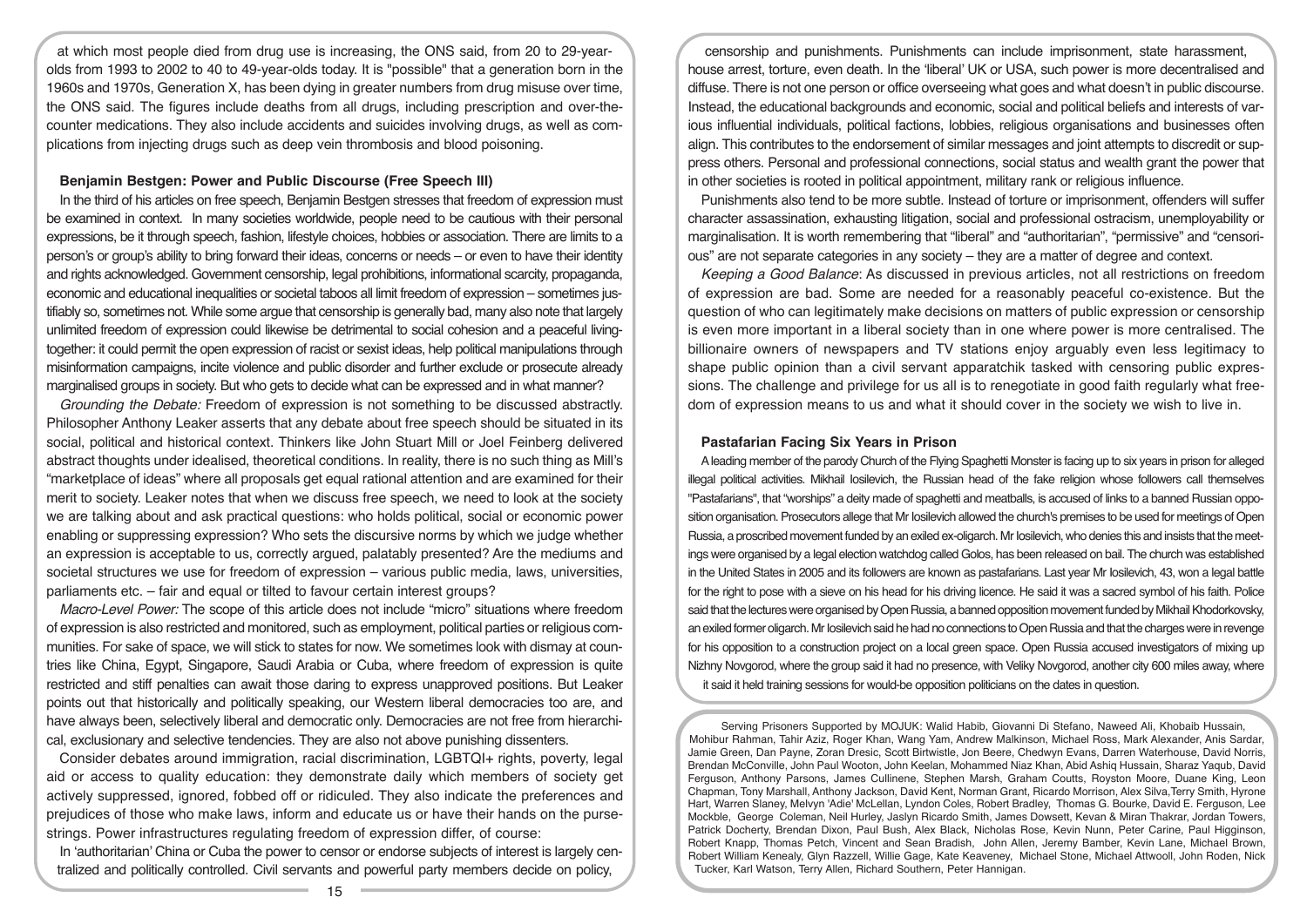at which most people died from drug use is increasing, the ONS said, from 20 to 29-year-olds from 1993 to 2002 to 40 to 49-year-olds today. It is "possible" that a generation born in the 1960s and 1970s, Generation X, has been dying in greater numbers from drug misuse over time, the ONS said. The figures include deaths from all drugs, including prescription and over-the-counter medications. They also include accidents and suicides involving drugs, as well as complications from injecting drugs such as deep vein thrombosis and blood poisoning.

### Benjamin Bestgen: Power and Public Discourse (Free Speech III)

In the third of his articles on free speech, Benjamin Bestgen stresses that freedom of expression must be examined in context. In many societies worldwide, people need to be cautious with their personal expressions, be it through speech, fashion, lifestyle choices, hobbies or association. There are limits to a person's or group's ability to bring forward their ideas, concerns or needs – or even to have their identity and rights acknowledged. Government censorship, legal prohibitions, informational scarcity, propaganda, economic and educational inequalities or societal taboos all limit freedom of expression – sometimes justifiably so, sometimes not. While some argue that censorship is generally bad, many also note that largely unlimited freedom of expression could likewise be detrimental to social cohesion and a peaceful living-together: it could permit the open expression of racist or sexist ideas, help political manipulations through misinformation campaigns, incite violence and public disorder and further exclude or prosecute already marginalised groups in society. But who gets to decide what can be expressed and in what manner?

*Grounding the Debate:* Freedom of expression is not something to be discussed abstractly. Philosopher Anthony Leaker asserts that any debate about free speech should be situated in its social, political and historical context. Thinkers like John Stuart Mill or Joel Feinberg delivered abstract thoughts under idealised, theoretical conditions. In reality, there is no such thing as Mill's "marketplace of ideas" where all proposals get equal rational attention and are examined for their merit to society. Leaker notes that when we discuss free speech, we need to look at the society we are talking about and ask practical questions: who holds political, social or economic power enabling or suppressing expression? Who sets the discursive norms by which we judge whether an expression is acceptable to us, correctly argued, palatably presented? Are the mediums and societal structures we use for freedom of expression – various public media, laws, universities, parliaments etc. – fair and equal or tilted to favour certain interest groups?

*Macro-Level Power:* The scope of this article does not include "micro" situations where freedom of expression is also restricted and monitored, such as employment, political parties or religious communities. For sake of space, we will stick to states for now. We sometimes look with dismay at countries like China, Egypt, Singapore, Saudi Arabia or Cuba, where freedom of expression is quite restricted and stiff penalties can await those daring to express unapproved positions. But Leaker points out that historically and politically speaking, our Western liberal democracies too are, and have always been, selectively liberal and democratic only. Democracies are not free from hierarchical, exclusionary and selective tendencies. They are also not above punishing dissenters.

Consider debates around immigration, racial discrimination, LGBTQI+ rights, poverty, legal aid or access to quality education: they demonstrate daily which members of society get actively suppressed, ignored, fobbed off or ridiculed. They also indicate the preferences and prejudices of those who make laws, inform and educate us or have their hands on the purse-strings. Power infrastructures regulating freedom of expression differ, of course:

In 'authoritarian' China or Cuba the power to censor or endorse subjects of interest is largely centralized and politically controlled. Civil servants and powerful party members decide on policy, censorship and punishments. Punishments can include imprisonment, state harassment, house arrest, torture, even death. In the 'liberal' UK or USA, such power is more decentralised and diffuse. There is not one person or office overseeing what goes and what doesn't in public discourse. Instead, the educational backgrounds and economic, social and political beliefs and interests of various influential individuals, political factions, lobbies, religious organisations and businesses often align. This contributes to the endorsement of similar messages and joint attempts to discredit or suppress others. Personal and professional connections, social status and wealth grant the power that in other societies is rooted in political appointment, military rank or religious influence.

Punishments also tend to be more subtle. Instead of torture or imprisonment, offenders will suffer character assassination, exhausting litigation, social and professional ostracism, unemployability or marginalisation. It is worth remembering that "liberal" and "authoritarian", "permissive" and "censorious" are not separate categories in any society – they are a matter of degree and context.

*Keeping a Good Balance*: As discussed in previous articles, not all restrictions on freedom of expression are bad. Some are needed for a reasonably peaceful co-existence. But the question of who can legitimately make decisions on matters of public expression or censorship is even more important in a liberal society than in one where power is more centralised. The billionaire owners of newspapers and TV stations enjoy arguably even less legitimacy to shape public opinion than a civil servant apparatchik tasked with censoring public expressions. The challenge and privilege for us all is to renegotiate in good faith regularly what freedom of expression means to us and what it should cover in the society we wish to live in.

### Pastafarian Facing Six Years in Prison

A leading member of the parody Church of the Flying Spaghetti Monster is facing up to six years in prison for alleged illegal political activities. Mikhail Iosilevich, the Russian head of the fake religion whose followers call themselves "Pastafarians", that "worships" a deity made of spaghetti and meatballs, is accused of links to a banned Russian opposition organisation. Prosecutors allege that Mr Iosilevich allowed the church's premises to be used for meetings of Open Russia, a proscribed movement funded by an exiled ex-oligarch. Mr Iosilevich, who denies this and insists that the meetings were organised by a legal election watchdog called Golos, has been released on bail. The church was established in the United States in 2005 and its followers are known as pastafarians. Last year Mr Iosilevich, 43, won a legal battle for the right to pose with a sieve on his head for his driving licence. He said it was a sacred symbol of his faith. Police said that the lectures were organised by Open Russia, a banned opposition movement funded by Mikhail Khodorkovsky, an exiled former oligarch. Mr Iosilevich said he had no connections to Open Russia and that the charges were in revenge for his opposition to a construction project on a local green space. Open Russia accused investigators of mixing up Nizhny Novgorod, where the group said it had no presence, with Veliky Novgorod, another city 600 miles away, where it said it held training sessions for would-be opposition politicians on the dates in question.

Serving Prisoners Supported by MOJUK: Walid Habib, Giovanni Di Stefano, Naweed Ali, Khobaib Hussain, Mohibur Rahman, Tahir Aziz, Roger Khan, Wang Yam, Andrew Malkinson, Michael Ross, Mark Alexander, Anis Sardar, Jamie Green, Dan Payne, Zoran Dresic, Scott Birtwistle, Jon Beere, Chedwyn Evans, Darren Waterhouse, David Norris, Brendan McConville, John Paul Wooton, John Keenan, Mohammed Niaz Khan, Abid Ashiq Hussain, Sharaz Yaqub, David Ferguson, Anthony Parsons, James Cullinene, Stephen Marsh, Graham Coutts, Royston Moore, Duane King, Leon Chapman, Tony Marshall, Anthony Jackson, David Kent, Norman Grant, Ricardo Morrison, Alex Silva,Terry Smith, Hyrone Hart, Warren Slaney, Melvyn 'Adie' McLellan, Lyndon Coles, Robert Bradley, Thomas G. Bourke, David E. Ferguson, Lee Mockble, George Coleman, Neil Hurley, Jaslyn Ricardo Smith, James Dowsett, Kevan & Miran Thakrar, Jordan Towers, Patrick Docherty, Brendan Dixon, Paul Bush, Alex Black, Nicholas Rose, Kevin Nunn, Peter Carine, Paul Higginson, Robert Knapp, Thomas Petch, Vincent and Sean Bradish, John Allen, Jeremy Bamber, Kevin Lane, Michael Brown, Robert William Kenealy, Glyn Razzell, Willie Gage, Kate Keaveney, Michael Stone, Michael Attwooll, John Roden, Nick Tucker, Karl Watson, Terry Allen, Richard Southern, Peter Hannigan.